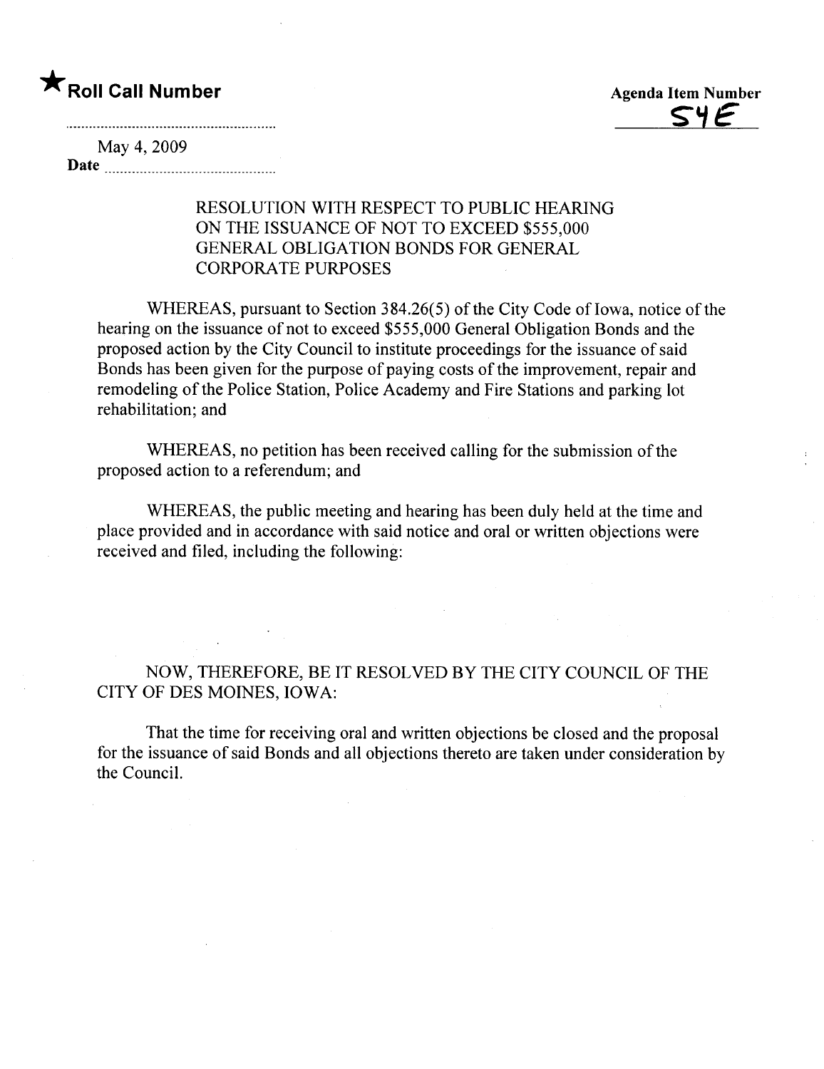★ **Roll Call Number**

**Agenda Item Number**
54E

May 4, 2009
**Date** ..............................................

RESOLUTION WITH RESPECT TO PUBLIC HEARING ON THE ISSUANCE OF NOT TO EXCEED $555,000 GENERAL OBLIGATION BONDS FOR GENERAL CORPORATE PURPOSES

WHEREAS, pursuant to Section 384.26(5) of the City Code of Iowa, notice of the hearing on the issuance of not to exceed $555,000 General Obligation Bonds and the proposed action by the City Council to institute proceedings for the issuance of said Bonds has been given for the purpose of paying costs of the improvement, repair and remodeling of the Police Station, Police Academy and Fire Stations and parking lot rehabilitation; and

WHEREAS, no petition has been received calling for the submission of the proposed action to a referendum; and

WHEREAS, the public meeting and hearing has been duly held at the time and place provided and in accordance with said notice and oral or written objections were received and filed, including the following:

NOW, THEREFORE, BE IT RESOLVED BY THE CITY COUNCIL OF THE CITY OF DES MOINES, IOWA:

That the time for receiving oral and written objections be closed and the proposal for the issuance of said Bonds and all objections thereto are taken under consideration by the Council.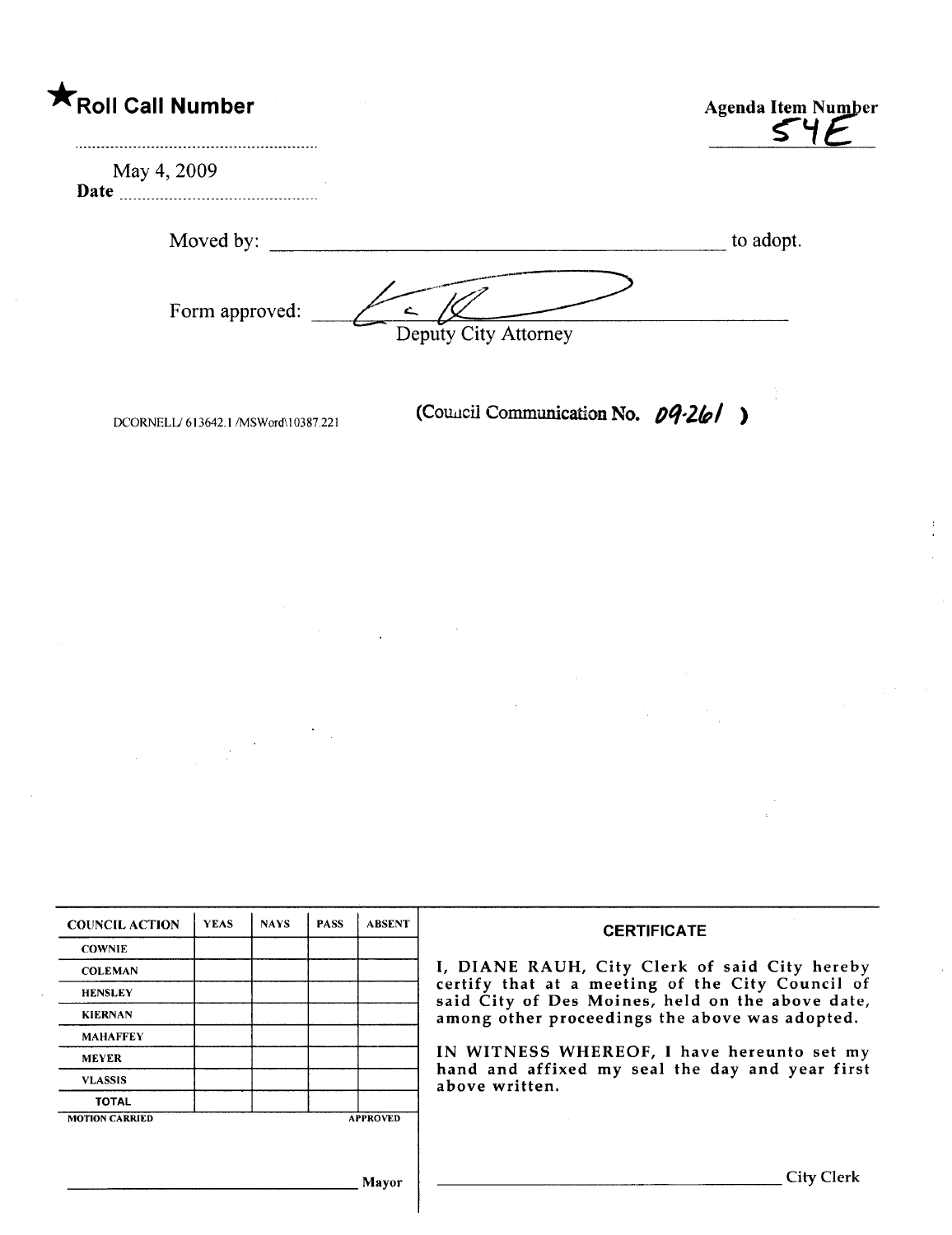★**Roll Call Number**

Agenda Item Number
54E

..........................................................

May 4, 2009
Date ..........................................

Moved by: ______________________________________________ to adopt.

Form approved: ______________________________________________
Deputy City Attorney

DCORNELL/ 613642.1 /MSWord\10387.221

(Council Communication No. 09-261 )

| COUNCIL ACTION | YEAS | NAYS | PASS | ABSENT |
|---|---|---|---|---|
| COWNIE | | | | |
| COLEMAN | | | | |
| HENSLEY | | | | |
| KIERNAN | | | | |
| MAHAFFEY | | | | |
| MEYER | | | | |
| VLASSIS | | | | |
| TOTAL | | | | |

MOTION CARRIED APPROVED

______________________________ Mayor

**CERTIFICATE**

I, DIANE RAUH, City Clerk of said City hereby certify that at a meeting of the City Council of said City of Des Moines, held on the above date, among other proceedings the above was adopted.

IN WITNESS WHEREOF, I have hereunto set my hand and affixed my seal the day and year first above written.

______________________________ City Clerk